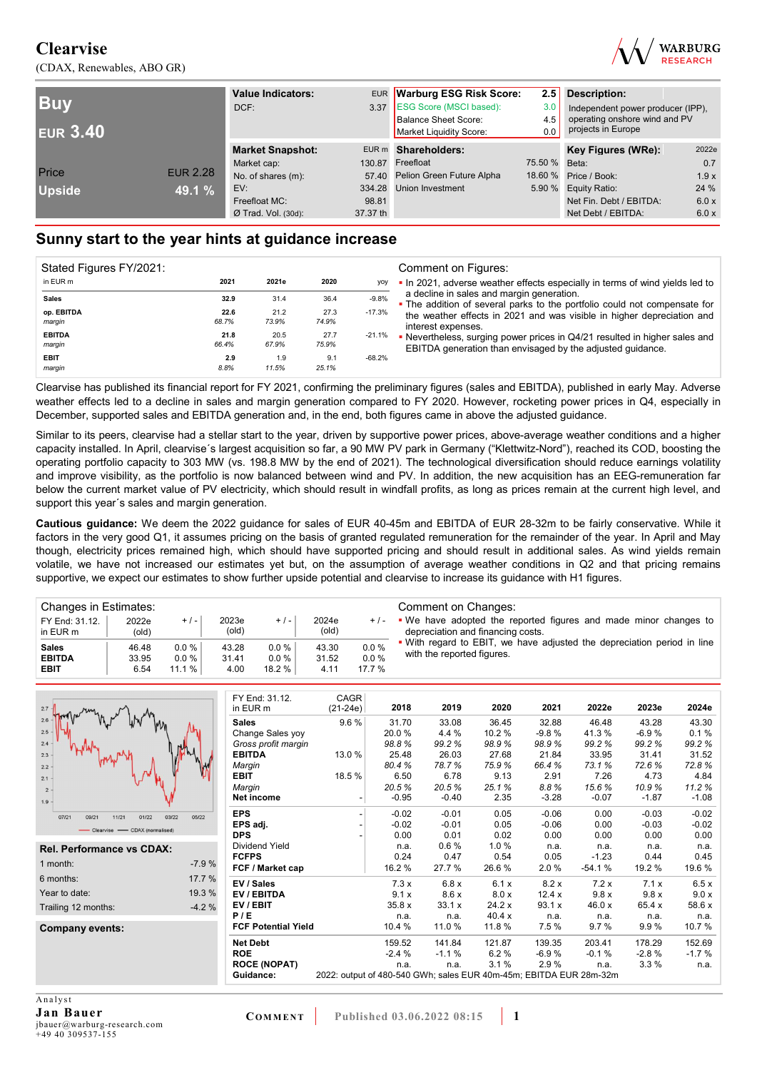# Clearvise

(CDAX, Renewables, ABO GR)

**Buy**

**EUR 3.40**

| | |
|---|---|
| Price | EUR 2.28 |
| Upside | 49.1 % |

| Value Indicators: | EUR |
|---|---|
| DCF: | 3.37 |

| Warburg ESG Risk Score: | 2.5 |
|---|---|
| ESG Score (MSCI based): | 3.0 |
| Balance Sheet Score: | 4.5 |
| Market Liquidity Score: | 0.0 |

**Description:**

Independent power producer (IPP), operating onshore wind and PV projects in Europe

| Market Snapshot: | EUR m |
|---|---|
| Market cap: | 130.87 |
| No. of shares (m): | 57.40 |
| EV: | 334.28 |
| Freefloat MC: | 98.81 |
| Ø Trad. Vol. (30d): | 37.37 th |

| Shareholders: | |
|---|---|
| Freefloat | 75.50 % |
| Pelion Green Future Alpha | 18.60 % |
| Union Investment | 5.90 % |

| Key Figures (WRe): | 2022e |
|---|---|
| Beta: | 0.7 |
| Price / Book: | 1.9 x |
| Equity Ratio: | 24 % |
| Net Fin. Debt / EBITDA: | 6.0 x |
| Net Debt / EBITDA: | 6.0 x |

## Sunny start to the year hints at guidance increase

**Stated Figures FY/2021:**

| in EUR m | 2021 | 2021e | 2020 | yoy |
|---|---|---|---|---|
| **Sales** | 32.9 | 31.4 | 36.4 | -9.8% |
| **op. EBITDA** | 22.6 | 21.2 | 27.3 | -17.3% |
| *margin* | *68.7%* | *73.9%* | *74.9%* | |
| **EBITDA** | 21.8 | 20.5 | 27.7 | -21.1% |
| *margin* | *66.4%* | *67.9%* | *75.9%* | |
| **EBIT** | 2.9 | 1.9 | 9.1 | -68.2% |
| *margin* | *8.8%* | *11.5%* | *25.1%* | |

**Comment on Figures:**

- In 2021, adverse weather effects especially in terms of wind yields led to a decline in sales and margin generation.
- The addition of several parks to the portfolio could not compensate for the weather effects in 2021 and was visible in higher depreciation and interest expenses.
- Nevertheless, surging power prices in Q4/21 resulted in higher sales and EBITDA generation than envisaged by the adjusted guidance.

Clearvise has published its financial report for FY 2021, confirming the preliminary figures (sales and EBITDA), published in early May. Adverse weather effects led to a decline in sales and margin generation compared to FY 2020. However, rocketing power prices in Q4, especially in December, supported sales and EBITDA generation and, in the end, both figures came in above the adjusted guidance.

Similar to its peers, clearvise had a stellar start to the year, driven by supportive power prices, above-average weather conditions and a higher capacity installed. In April, clearvise´s largest acquisition so far, a 90 MW PV park in Germany ("Klettwitz-Nord"), reached its COD, boosting the operating portfolio capacity to 303 MW (vs. 198.8 MW by the end of 2021). The technological diversification should reduce earnings volatility and improve visibility, as the portfolio is now balanced between wind and PV. In addition, the new acquisition has an EEG-remuneration far below the current market value of PV electricity, which should result in windfall profits, as long as prices remain at the current high level, and support this year´s sales and margin generation.

**Cautious guidance:** We deem the 2022 guidance for sales of EUR 40-45m and EBITDA of EUR 28-32m to be fairly conservative. While it factors in the very good Q1, it assumes pricing on the basis of granted regulated remuneration for the remainder of the year. In April and May though, electricity prices remained high, which should have supported pricing and should result in additional sales. As wind yields remain volatile, we have not increased our estimates yet but, on the assumption of average weather conditions in Q2 and that pricing remains supportive, we expect our estimates to show further upside potential and clearvise to increase its guidance with H1 figures.

**Changes in Estimates:**

| FY End: 31.12. in EUR m | 2022e (old) | + / - | 2023e (old) | + / - | 2024e (old) | + / - |
|---|---|---|---|---|---|---|
| **Sales** | 46.48 | 0.0 % | 43.28 | 0.0 % | 43.30 | 0.0 % |
| **EBITDA** | 33.95 | 0.0 % | 31.41 | 0.0 % | 31.52 | 0.0 % |
| **EBIT** | 6.54 | 11.1 % | 4.00 | 18.2 % | 4.11 | 17.7 % |

**Comment on Changes:**

- We have adopted the reported figures and made minor changes to depreciation and financing costs.
- With regard to EBIT, we have adjusted the depreciation period in line with the reported figures.

| Rel. Performance vs CDAX: | |
|---|---|
| 1 month: | -7.9 % |
| 6 months: | 17.7 % |
| Year to date: | 19.3 % |
| Trailing 12 months: | -4.2 % |

**Company events:**

| FY End: 31.12. in EUR m | CAGR (21-24e) | 2018 | 2019 | 2020 | 2021 | 2022e | 2023e | 2024e |
|---|---|---|---|---|---|---|---|---|
| **Sales** | 9.6 % | 31.70 | 33.08 | 36.45 | 32.88 | 46.48 | 43.28 | 43.30 |
| Change Sales yoy | | 20.0 % | 4.4 % | 10.2 % | -9.8 % | 41.3 % | -6.9 % | 0.1 % |
| *Gross profit margin* | | 98.8 % | 99.2 % | 98.9 % | 98.9 % | 99.2 % | 99.2 % | 99.2 % |
| **EBITDA** | 13.0 % | 25.48 | 26.03 | 27.68 | 21.84 | 33.95 | 31.41 | 31.52 |
| *Margin* | | 80.4 % | 78.7 % | 75.9 % | 66.4 % | 73.1 % | 72.6 % | 72.8 % |
| **EBIT** | 18.5 % | 6.50 | 6.78 | 9.13 | 2.91 | 7.26 | 4.73 | 4.84 |
| *Margin* | | 20.5 % | 20.5 % | 25.1 % | 8.8 % | 15.6 % | 10.9 % | 11.2 % |
| **Net income** | - | -0.95 | -0.40 | 2.35 | -3.28 | -0.07 | -1.87 | -1.08 |
| **EPS** | - | -0.02 | -0.01 | 0.05 | -0.06 | 0.00 | -0.03 | -0.02 |
| **EPS adj.** | - | -0.02 | -0.01 | 0.05 | -0.06 | 0.00 | -0.03 | -0.02 |
| **DPS** | - | 0.00 | 0.01 | 0.02 | 0.00 | 0.00 | 0.00 | 0.00 |
| Dividend Yield | | n.a. | 0.6 % | 1.0 % | n.a. | n.a. | n.a. | n.a. |
| **FCFPS** | | 0.24 | 0.47 | 0.54 | 0.05 | -1.23 | 0.44 | 0.45 |
| **FCF / Market cap** | | 16.2 % | 27.7 % | 26.6 % | 2.0 % | -54.1 % | 19.2 % | 19.6 % |
| **EV / Sales** | | 7.3 x | 6.8 x | 6.1 x | 8.2 x | 7.2 x | 7.1 x | 6.5 x |
| **EV / EBITDA** | | 9.1 x | 8.6 x | 8.0 x | 12.4 x | 9.8 x | 9.8 x | 9.0 x |
| **EV / EBIT** | | 35.8 x | 33.1 x | 24.2 x | 93.1 x | 46.0 x | 65.4 x | 58.6 x |
| **P / E** | | n.a. | n.a. | 40.4 x | n.a. | n.a. | n.a. | n.a. |
| **FCF Potential Yield** | | 10.4 % | 11.0 % | 11.8 % | 7.5 % | 9.7 % | 9.9 % | 10.7 % |
| **Net Debt** | | 159.52 | 141.84 | 121.87 | 139.35 | 203.41 | 178.29 | 152.69 |
| **ROE** | | -2.4 % | -1.1 % | 6.2 % | -6.9 % | -0.1 % | -2.8 % | -1.7 % |
| **ROCE (NOPAT)** | | n.a. | n.a. | 3.1 % | 2.9 % | n.a. | 3.3 % | n.a. |
| **Guidance:** | 2022: output of 480-540 GWh; sales EUR 40m-45m; EBITDA EUR 28m-32m | | | | | | | |

Analyst
**Jan Bauer**
jbauer@warburg-research.com
+49 40 309537-155

COMMENT | Published 03.06.2022 08:15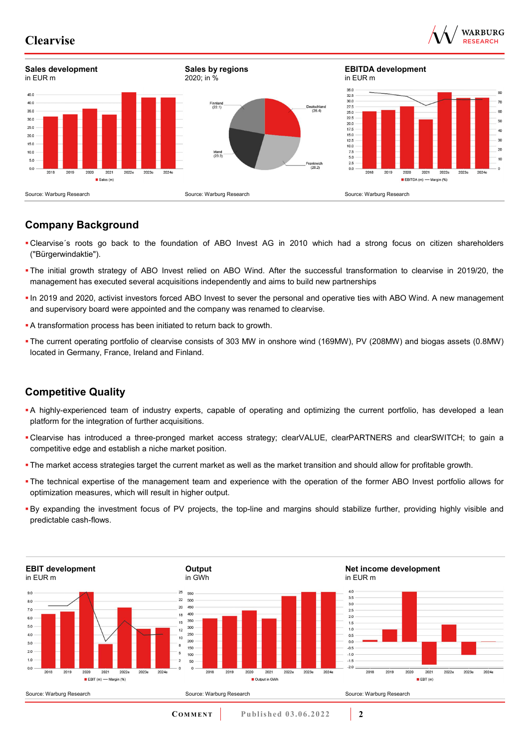**Sales development**
in EUR m

Source: Warburg Research

**Sales by regions**
2020; in %

Source: Warburg Research

**EBITDA development**
in EUR m

Source: Warburg Research

## Company Background

- Clearvise´s roots go back to the foundation of ABO Invest AG in 2010 which had a strong focus on citizen shareholders ("Bürgerwindaktie").
- The initial growth strategy of ABO Invest relied on ABO Wind. After the successful transformation to clearvise in 2019/20, the management has executed several acquisitions independently and aims to build new partnerships
- In 2019 and 2020, activist investors forced ABO Invest to sever the personal and operative ties with ABO Wind. A new management and supervisory board were appointed and the company was renamed to clearvise.
- A transformation process has been initiated to return back to growth.
- The current operating portfolio of clearvise consists of 303 MW in onshore wind (169MW), PV (208MW) and biogas assets (0.8MW) located in Germany, France, Ireland and Finland.

## Competitive Quality

- A highly-experienced team of industry experts, capable of operating and optimizing the current portfolio, has developed a lean platform for the integration of further acquisitions.
- Clearvise has introduced a three-pronged market access strategy; clearVALUE, clearPARTNERS and clearSWITCH; to gain a competitive edge and establish a niche market position.
- The market access strategies target the current market as well as the market transition and should allow for profitable growth.
- The technical expertise of the management team and experience with the operation of the former ABO Invest portfolio allows for optimization measures, which will result in higher output.
- By expanding the investment focus of PV projects, the top-line and margins should stabilize further, providing highly visible and predictable cash-flows.

**EBIT development**
in EUR m

Source: Warburg Research

**Output**
in GWh

Source: Warburg Research

**Net income development**
in EUR m

Source: Warburg Research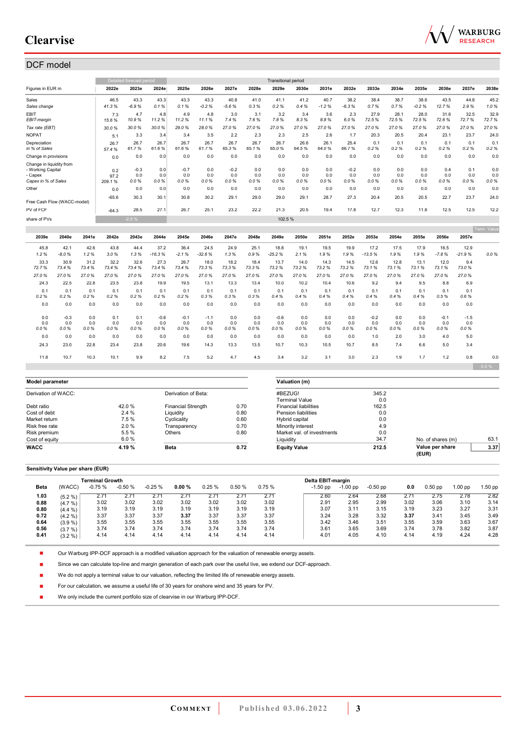## DCF model

| Figures in EUR m | 2022e | 2023e | 2024e | 2025e | 2026e | 2027e | 2028e | 2029e | 2030e | 2031e | 2032e | 2033e | 2034e | 2035e | 2036e | 2037e | 2038e |
|---|---|---|---|---|---|---|---|---|---|---|---|---|---|---|---|---|---|
| | Detailed forecast period | | | Transitional period | | | | | | | | | | | | | |
| Sales | 46.5 | 43.3 | 43.3 | 43.3 | 43.3 | 40.8 | 41.0 | 41.1 | 41.2 | 40.7 | 38.2 | 38.4 | 38.7 | 38.6 | 43.5 | 44.8 | 45.2 |
| *Sales change* | *41.3 %* | *-6.9 %* | *0.1 %* | *0.1 %* | *-0.2 %* | *-5.6 %* | *0.3 %* | *0.2 %* | *0.4 %* | *-1.2 %* | *-6.3 %* | *0.7 %* | *0.7 %* | *-0.2 %* | *12.7 %* | *2.9 %* | *1.0 %* |
| EBIT | 7.3 | 4.7 | 4.8 | 4.9 | 4.8 | 3.0 | 3.1 | 3.2 | 3.4 | 3.6 | 2.3 | 27.9 | 28.1 | 28.0 | 31.6 | 32.5 | 32.9 |
| *EBIT-margin* | *15.6 %* | *10.9 %* | *11.2 %* | *11.2 %* | *11.1 %* | *7.4 %* | *7.6 %* | *7.8 %* | *8.3 %* | *8.8 %* | *6.0 %* | *72.5 %* | *72.5 %* | *72.5 %* | *72.6 %* | *72.7 %* | *72.7 %* |
| *Tax rate (EBT)* | *30.0 %* | *30.0 %* | *30.0 %* | *29.0 %* | *28.0 %* | *27.0 %* | *27.0 %* | *27.0 %* | *27.0 %* | *27.0 %* | *27.0 %* | *27.0 %* | *27.0 %* | *27.0 %* | *27.0 %* | *27.0 %* | *27.0 %* |
| NOPAT | 5.1 | 3.3 | 3.4 | 3.4 | 3.5 | 2.2 | 2.3 | 2.3 | 2.5 | 2.6 | 1.7 | 20.3 | 20.5 | 20.4 | 23.1 | 23.7 | 24.0 |
| Depreciation | 26.7 | 26.7 | 26.7 | 26.7 | 26.7 | 26.7 | 26.7 | 26.7 | 26.6 | 26.1 | 25.4 | 0.1 | 0.1 | 0.1 | 0.1 | 0.1 | 0.1 |
| *in % of Sales* | *57.4 %* | *61.7 %* | *61.6 %* | *61.6 %* | *61.7 %* | *65.3 %* | *65.1 %* | *65.0 %* | *64.5 %* | *64.0 %* | *66.7 %* | *0.2 %* | *0.2 %* | *0.2 %* | *0.2 %* | *0.2 %* | *0.2 %* |
| Change in provisions | 0.0 | 0.0 | 0.0 | 0.0 | 0.0 | 0.0 | 0.0 | 0.0 | 0.0 | 0.0 | 0.0 | 0.0 | 0.0 | 0.0 | 0.0 | 0.0 | 0.0 |
| Change in liquidity from | | | | | | | | | | | | | | | | | |
| - Working Capital | 0.2 | -0.3 | 0.0 | -0.7 | 0.0 | -0.2 | 0.0 | 0.0 | 0.0 | 0.0 | -0.2 | 0.0 | 0.0 | 0.0 | 0.4 | 0.1 | 0.0 |
| - Capex | 97.2 | 0.0 | 0.0 | 0.0 | 0.0 | 0.0 | 0.0 | 0.0 | 0.0 | 0.0 | 0.0 | 0.0 | 0.0 | 0.0 | 0.0 | 0.0 | 0.0 |
| *Capex in % of Sales* | *209.1 %* | *0.0 %* | *0.0 %* | *0.0 %* | *0.0 %* | *0.0 %* | *0.0 %* | *0.0 %* | *0.0 %* | *0.0 %* | *0.0 %* | *0.0 %* | *0.0 %* | *0.0 %* | *0.0 %* | *0.0 %* | *0.0 %* |
| Other | 0.0 | 0.0 | 0.0 | 0.0 | 0.0 | 0.0 | 0.0 | 0.0 | 0.0 | 0.0 | 0.0 | 0.0 | 0.0 | 0.0 | 0.0 | 0.0 | 0.0 |
| Free Cash Flow (WACC-model) | -65.6 | 30.3 | 30.1 | 30.8 | 30.2 | 29.1 | 29.0 | 29.0 | 29.1 | 28.7 | 27.3 | 20.4 | 20.5 | 20.5 | 22.7 | 23.7 | 24.0 |
| PV of FCF | -64.3 | 28.5 | 27.1 | 26.7 | 25.1 | 23.2 | 22.2 | 21.3 | 20.5 | 19.4 | 17.8 | 12.7 | 12.3 | 11.8 | 12.5 | 12.5 | 12.2 |
| share of PVs | | -2.5 % | | | | | | 102.5 % | | | | | | | | | |

| 2039e | 2040e | 2041e | 2042e | 2043e | 2044e | 2045e | 2046e | 2047e | 2048e | 2049e | 2050e | 2051e | 2052e | 2053e | 2054e | 2055e | 2056e | 2057e | Term. Value |
|---|---|---|---|---|---|---|---|---|---|---|---|---|---|---|---|---|---|---|---|
| 45.8 | 42.1 | 42.6 | 43.8 | 44.4 | 37.2 | 36.4 | 24.5 | 24.9 | 25.1 | 18.8 | 19.1 | 19.5 | 19.9 | 17.2 | 17.5 | 17.9 | 16.5 | 12.9 | |
| *1.2 %* | *-8.0 %* | *1.2 %* | *3.0 %* | *1.3 %* | *-16.3 %* | *-2.1 %* | *-32.6 %* | *1.3 %* | *0.9 %* | *-25.2 %* | *2.1 %* | *1.9 %* | *1.9 %* | *-13.5 %* | *1.9 %* | *1.9 %* | *-7.8 %* | *-21.9 %* | *0.0 %* |
| 33.3 | 30.9 | 31.2 | 32.2 | 32.6 | 27.3 | 26.7 | 18.0 | 18.2 | 18.4 | 13.7 | 14.0 | 14.3 | 14.5 | 12.6 | 12.8 | 13.1 | 12.0 | 9.4 | |
| *72.7 %* | *73.4 %* | *73.4 %* | *73.4 %* | *73.4 %* | *73.4 %* | *73.4 %* | *73.3 %* | *73.3 %* | *73.3 %* | *73.2 %* | *73.2 %* | *73.2 %* | *73.2 %* | *73.1 %* | *73.1 %* | *73.1 %* | *73.1 %* | *73.0 %* | |
| *27.0 %* | *27.0 %* | *27.0 %* | *27.0 %* | *27.0 %* | *27.0 %* | *27.0 %* | *27.0 %* | *27.0 %* | *27.0 %* | *27.0 %* | *27.0 %* | *27.0 %* | *27.0 %* | *27.0 %* | *27.0 %* | *27.0 %* | *27.0 %* | *27.0 %* | |
| 24.3 | 22.5 | 22.8 | 23.5 | 23.8 | 19.9 | 19.5 | 13.1 | 13.3 | 13.4 | 10.0 | 10.2 | 10.4 | 10.6 | 9.2 | 9.4 | 9.5 | 8.8 | 6.9 | |
| 0.1 | 0.1 | 0.1 | 0.1 | 0.1 | 0.1 | 0.1 | 0.1 | 0.1 | 0.1 | 0.1 | 0.1 | 0.1 | 0.1 | 0.1 | 0.1 | 0.1 | 0.1 | 0.1 | |
| *0.2 %* | *0.2 %* | *0.2 %* | *0.2 %* | *0.2 %* | *0.2 %* | *0.2 %* | *0.3 %* | *0.3 %* | *0.3 %* | *0.4 %* | *0.4 %* | *0.4 %* | *0.4 %* | *0.4 %* | *0.4 %* | *0.4 %* | *0.5 %* | *0.6 %* | |
| 0.0 | 0.0 | 0.0 | 0.0 | 0.0 | 0.0 | 0.0 | 0.0 | 0.0 | 0.0 | 0.0 | 0.0 | 0.0 | 0.0 | 0.0 | 0.0 | 0.0 | 0.0 | 0.0 | |
| 0.0 | -0.3 | 0.0 | 0.1 | 0.1 | -0.6 | -0.1 | -1.1 | 0.0 | 0.0 | -0.6 | 0.0 | 0.0 | 0.0 | -0.2 | 0.0 | 0.0 | -0.1 | -1.5 | |
| 0.0 | 0.0 | 0.0 | 0.0 | 0.0 | 0.0 | 0.0 | 0.0 | 0.0 | 0.0 | 0.0 | 0.0 | 0.0 | 0.0 | 0.0 | 0.0 | 0.0 | 0.0 | 0.0 | |
| *0.0 %* | *0.0 %* | *0.0 %* | *0.0 %* | *0.0 %* | *0.0 %* | *0.0 %* | *0.0 %* | *0.0 %* | *0.0 %* | *0.0 %* | *0.0 %* | *0.0 %* | *0.0 %* | *0.0 %* | *0.0 %* | *0.0 %* | *0.0 %* | *0.0 %* | |
| 0.0 | 0.0 | 0.0 | 0.0 | 0.0 | 0.0 | 0.0 | 0.0 | 0.0 | 0.0 | 0.0 | 0.0 | 0.0 | 0.0 | 1.0 | 2.0 | 3.0 | 4.0 | 5.0 | |
| 24.3 | 23.0 | 22.8 | 23.4 | 23.8 | 20.6 | 19.6 | 14.3 | 13.3 | 13.5 | 10.7 | 10.3 | 10.5 | 10.7 | 8.5 | 7.4 | 6.6 | 5.0 | 3.4 | |
| 11.8 | 10.7 | 10.3 | 10.1 | 9.9 | 8.2 | 7.5 | 5.2 | 4.7 | 4.5 | 3.4 | 3.2 | 3.1 | 3.0 | 2.3 | 1.9 | 1.7 | 1.2 | 0.8 | 0.0 |
| | | | | | | | | | | | | | | | | | | | 0.0 % |

### Model parameter

| Derivation of WACC: | | Derivation of Beta: | |
|---|---|---|---|
| Debt ratio | 42.0 % | Financial Strength | 0.70 |
| Cost of debt | 2.4 % | Liquidity | 0.80 |
| Market return | 7.5 % | Cyclicality | 0.60 |
| Risk free rate | 2.0 % | Transparency | 0.70 |
| Risk premium | 5.5 % | Others | 0.80 |
| Cost of equity | 6.0 % | | |
| **WACC** | **4.19 %** | **Beta** | **0.72** |

### Valuation (m)

| | |
|---|---|
| #BEZUG! | 345.2 |
| Terminal Value | 0.0 |
| Financial liabilities | 162.5 |
| Pension liabilities | 0.0 |
| Hybrid capital | 0.0 |
| Minority interest | 4.9 |
| Market val. of investments | 0.0 |
| Liquidity | 34.7 |
| **Equity Value** | **212.5** |
| No. of shares (m) | 63.1 |
| **Value per share (EUR)** | **3.37** |

### Sensitivity Value per share (EUR)

| Beta | (WACC) | Terminal Growth -0.75 % | -0.50 % | -0.25 % | **0.00 %** | 0.25 % | 0.50 % | 0.75 % |
|---|---|---|---|---|---|---|---|---|
| **1.03** | (5.2 %) | 2.71 | 2.71 | 2.71 | 2.71 | 2.71 | 2.71 | 2.71 |
| **0.88** | (4.7 %) | 3.02 | 3.02 | 3.02 | 3.02 | 3.02 | 3.02 | 3.02 |
| **0.80** | (4.4 %) | 3.19 | 3.19 | 3.19 | 3.19 | 3.19 | 3.19 | 3.19 |
| **0.72** | (4.2 %) | 3.37 | 3.37 | 3.37 | **3.37** | 3.37 | 3.37 | 3.37 |
| **0.64** | (3.9 %) | 3.55 | 3.55 | 3.55 | 3.55 | 3.55 | 3.55 | 3.55 |
| **0.56** | (3.7 %) | 3.74 | 3.74 | 3.74 | 3.74 | 3.74 | 3.74 | 3.74 |
| **0.41** | (3.2 %) | 4.14 | 4.14 | 4.14 | 4.14 | 4.14 | 4.14 | 4.14 |

| Delta EBIT-margin -1.50 pp | -1.00 pp | -0.50 pp | **0.0** | 0.50 pp | 1.00 pp | 1.50 pp |
|---|---|---|---|---|---|---|
| 2.60 | 2.64 | 2.68 | 2.71 | 2.75 | 2.78 | 2.82 |
| 2.91 | 2.95 | 2.99 | 3.02 | 3.06 | 3.10 | 3.14 |
| 3.07 | 3.11 | 3.15 | 3.19 | 3.23 | 3.27 | 3.31 |
| 3.24 | 3.28 | 3.32 | **3.37** | 3.41 | 3.45 | 3.49 |
| 3.42 | 3.46 | 3.51 | 3.55 | 3.59 | 3.63 | 3.67 |
| 3.61 | 3.65 | 3.69 | 3.74 | 3.78 | 3.82 | 3.87 |
| 4.01 | 4.05 | 4.10 | 4.14 | 4.19 | 4.24 | 4.28 |

- Our Warburg IPP-DCF approach is a modified valuation approach for the valuation of renewable energy assets.
- Since we can calculate top-line and margin generation of each park over the useful live, we extend our DCF-approach.
- We do not apply a terminal value to our valuation, reflecting the limited life of renewable energy assets.
- For our calculation, we assume a useful life of 30 years for onshore wind and 35 years for PV.
- We only include the current portfolio size of clearvise in our Warburg IPP-DCF.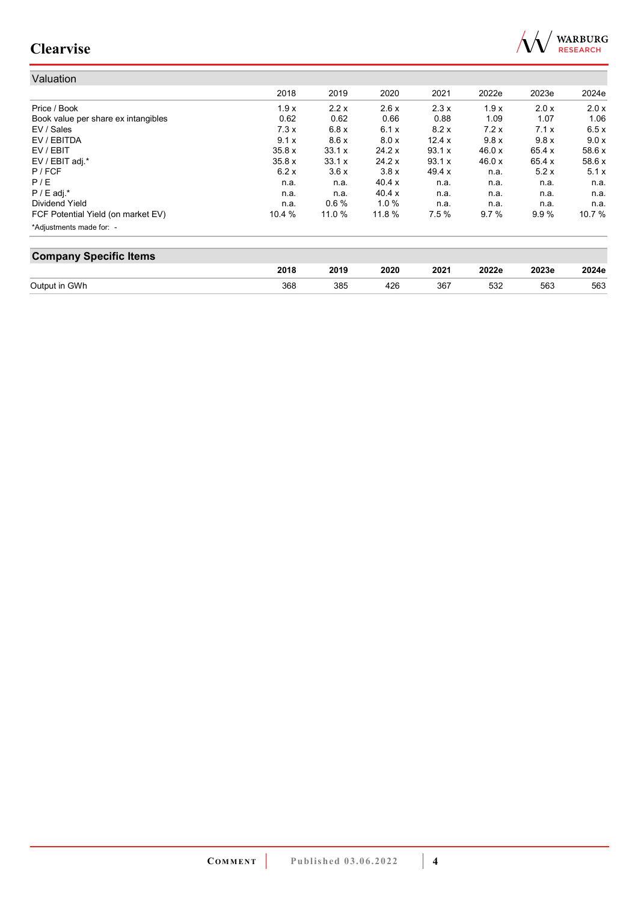## Valuation

| | 2018 | 2019 | 2020 | 2021 | 2022e | 2023e | 2024e |
|---|---|---|---|---|---|---|---|
| Price / Book | 1.9 x | 2.2 x | 2.6 x | 2.3 x | 1.9 x | 2.0 x | 2.0 x |
| Book value per share ex intangibles | 0.62 | 0.62 | 0.66 | 0.88 | 1.09 | 1.07 | 1.06 |
| EV / Sales | 7.3 x | 6.8 x | 6.1 x | 8.2 x | 7.2 x | 7.1 x | 6.5 x |
| EV / EBITDA | 9.1 x | 8.6 x | 8.0 x | 12.4 x | 9.8 x | 9.8 x | 9.0 x |
| EV / EBIT | 35.8 x | 33.1 x | 24.2 x | 93.1 x | 46.0 x | 65.4 x | 58.6 x |
| EV / EBIT adj.* | 35.8 x | 33.1 x | 24.2 x | 93.1 x | 46.0 x | 65.4 x | 58.6 x |
| P / FCF | 6.2 x | 3.6 x | 3.8 x | 49.4 x | n.a. | 5.2 x | 5.1 x |
| P / E | n.a. | n.a. | 40.4 x | n.a. | n.a. | n.a. | n.a. |
| P / E adj.* | n.a. | n.a. | 40.4 x | n.a. | n.a. | n.a. | n.a. |
| Dividend Yield | n.a. | 0.6 % | 1.0 % | n.a. | n.a. | n.a. | n.a. |
| FCF Potential Yield (on market EV) | 10.4 % | 11.0 % | 11.8 % | 7.5 % | 9.7 % | 9.9 % | 10.7 % |

*Adjustments made for: -

## Company Specific Items

| | 2018 | 2019 | 2020 | 2021 | 2022e | 2023e | 2024e |
|---|---|---|---|---|---|---|---|
| Output in GWh | 368 | 385 | 426 | 367 | 532 | 563 | 563 |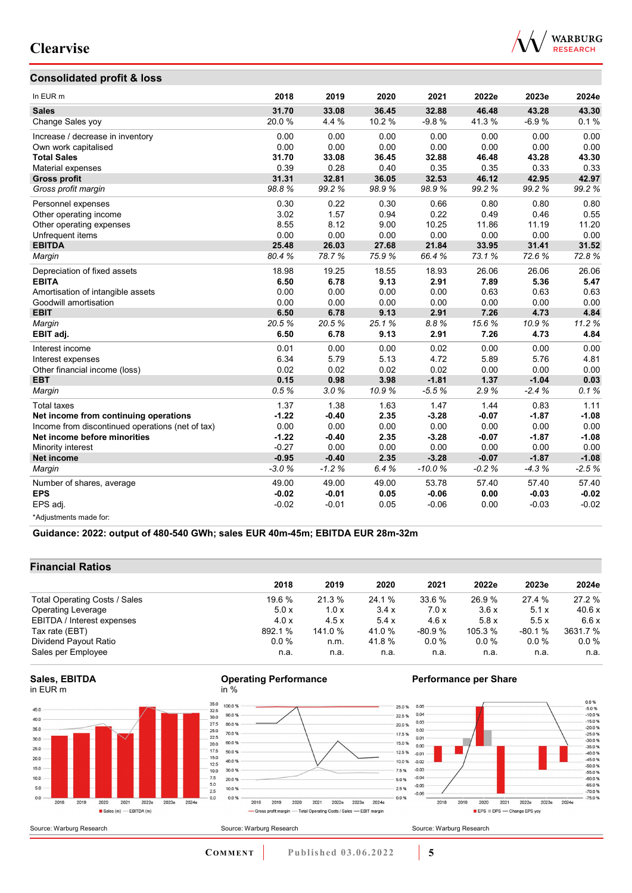## Consolidated profit & loss

| In EUR m | 2018 | 2019 | 2020 | 2021 | 2022e | 2023e | 2024e |
|---|---|---|---|---|---|---|---|
| **Sales** | **31.70** | **33.08** | **36.45** | **32.88** | **46.48** | **43.28** | **43.30** |
| Change Sales yoy | 20.0 % | 4.4 % | 10.2 % | -9.8 % | 41.3 % | -6.9 % | 0.1 % |
| Increase / decrease in inventory | 0.00 | 0.00 | 0.00 | 0.00 | 0.00 | 0.00 | 0.00 |
| Own work capitalised | 0.00 | 0.00 | 0.00 | 0.00 | 0.00 | 0.00 | 0.00 |
| **Total Sales** | **31.70** | **33.08** | **36.45** | **32.88** | **46.48** | **43.28** | **43.30** |
| Material expenses | 0.39 | 0.28 | 0.40 | 0.35 | 0.35 | 0.33 | 0.33 |
| **Gross profit** | **31.31** | **32.81** | **36.05** | **32.53** | **46.12** | **42.95** | **42.97** |
| *Gross profit margin* | *98.8 %* | *99.2 %* | *98.9 %* | *98.9 %* | *99.2 %* | *99.2 %* | *99.2 %* |
| Personnel expenses | 0.30 | 0.22 | 0.30 | 0.66 | 0.80 | 0.80 | 0.80 |
| Other operating income | 3.02 | 1.57 | 0.94 | 0.22 | 0.49 | 0.46 | 0.55 |
| Other operating expenses | 8.55 | 8.12 | 9.00 | 10.25 | 11.86 | 11.19 | 11.20 |
| Unfrequent items | 0.00 | 0.00 | 0.00 | 0.00 | 0.00 | 0.00 | 0.00 |
| **EBITDA** | **25.48** | **26.03** | **27.68** | **21.84** | **33.95** | **31.41** | **31.52** |
| *Margin* | *80.4 %* | *78.7 %* | *75.9 %* | *66.4 %* | *73.1 %* | *72.6 %* | *72.8 %* |
| Depreciation of fixed assets | 18.98 | 19.25 | 18.55 | 18.93 | 26.06 | 26.06 | 26.06 |
| **EBITA** | **6.50** | **6.78** | **9.13** | **2.91** | **7.89** | **5.36** | **5.47** |
| Amortisation of intangible assets | 0.00 | 0.00 | 0.00 | 0.00 | 0.63 | 0.63 | 0.63 |
| Goodwill amortisation | 0.00 | 0.00 | 0.00 | 0.00 | 0.00 | 0.00 | 0.00 |
| **EBIT** | **6.50** | **6.78** | **9.13** | **2.91** | **7.26** | **4.73** | **4.84** |
| *Margin* | *20.5 %* | *20.5 %* | *25.1 %* | *8.8 %* | *15.6 %* | *10.9 %* | *11.2 %* |
| **EBIT adj.** | **6.50** | **6.78** | **9.13** | **2.91** | **7.26** | **4.73** | **4.84** |
| Interest income | 0.01 | 0.00 | 0.00 | 0.02 | 0.00 | 0.00 | 0.00 |
| Interest expenses | 6.34 | 5.79 | 5.13 | 4.72 | 5.89 | 5.76 | 4.81 |
| Other financial income (loss) | 0.02 | 0.02 | 0.02 | 0.02 | 0.00 | 0.00 | 0.00 |
| **EBT** | **0.15** | **0.98** | **3.98** | **-1.81** | **1.37** | **-1.04** | **0.03** |
| *Margin* | *0.5 %* | *3.0 %* | *10.9 %* | *-5.5 %* | *2.9 %* | *-2.4 %* | *0.1 %* |
| Total taxes | 1.37 | 1.38 | 1.63 | 1.47 | 1.44 | 0.83 | 1.11 |
| **Net income from continuing operations** | **-1.22** | **-0.40** | **2.35** | **-3.28** | **-0.07** | **-1.87** | **-1.08** |
| Income from discontinued operations (net of tax) | 0.00 | 0.00 | 0.00 | 0.00 | 0.00 | 0.00 | 0.00 |
| **Net income before minorities** | **-1.22** | **-0.40** | **2.35** | **-3.28** | **-0.07** | **-1.87** | **-1.08** |
| Minority interest | -0.27 | 0.00 | 0.00 | 0.00 | 0.00 | 0.00 | 0.00 |
| **Net income** | **-0.95** | **-0.40** | **2.35** | **-3.28** | **-0.07** | **-1.87** | **-1.08** |
| *Margin* | *-3.0 %* | *-1.2 %* | *6.4 %* | *-10.0 %* | *-0.2 %* | *-4.3 %* | *-2.5 %* |
| Number of shares, average | 49.00 | 49.00 | 49.00 | 53.78 | 57.40 | 57.40 | 57.40 |
| **EPS** | **-0.02** | **-0.01** | **0.05** | **-0.06** | **0.00** | **-0.03** | **-0.02** |
| EPS adj. | -0.02 | -0.01 | 0.05 | -0.06 | 0.00 | -0.03 | -0.02 |

*Adjustments made for:

**Guidance: 2022: output of 480-540 GWh; sales EUR 40m-45m; EBITDA EUR 28m-32m**

## Financial Ratios

| | 2018 | 2019 | 2020 | 2021 | 2022e | 2023e | 2024e |
|---|---|---|---|---|---|---|---|
| Total Operating Costs / Sales | 19.6 % | 21.3 % | 24.1 % | 33.6 % | 26.9 % | 27.4 % | 27.2 % |
| Operating Leverage | 5.0 x | 1.0 x | 3.4 x | 7.0 x | 3.6 x | 5.1 x | 40.6 x |
| EBITDA / Interest expenses | 4.0 x | 4.5 x | 5.4 x | 4.6 x | 5.8 x | 5.5 x | 6.6 x |
| Tax rate (EBT) | 892.1 % | 141.0 % | 41.0 % | -80.9 % | 105.3 % | -80.1 % | 3631.7 % |
| Dividend Payout Ratio | 0.0 % | n.m. | 41.8 % | 0.0 % | 0.0 % | 0.0 % | 0.0 % |
| Sales per Employee | n.a. | n.a. | n.a. | n.a. | n.a. | n.a. | n.a. |

**Sales, EBITDA**
in EUR m

Source: Warburg Research

**Operating Performance**
in %

Source: Warburg Research

**Performance per Share**

Source: Warburg Research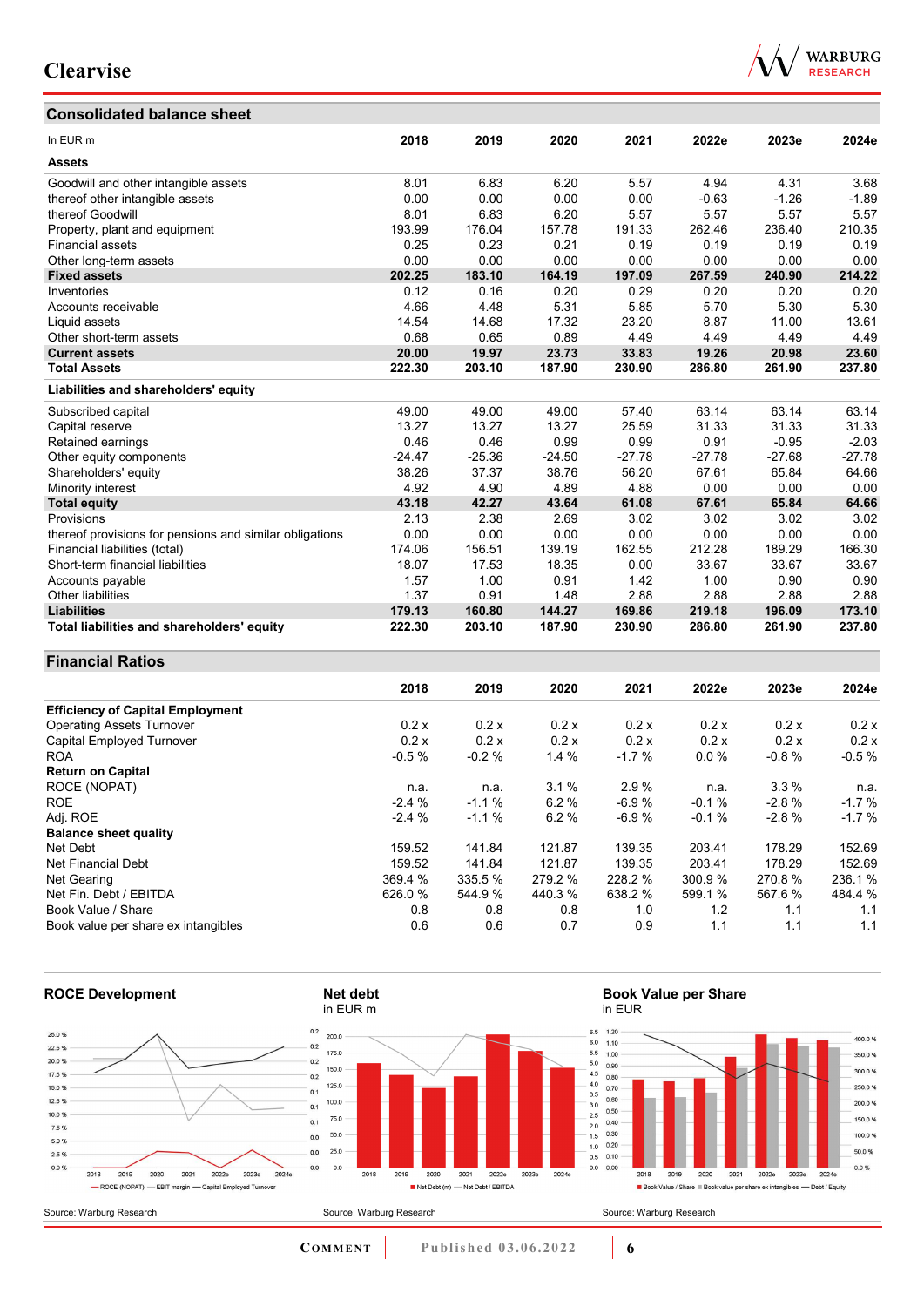## Consolidated balance sheet

| In EUR m | 2018 | 2019 | 2020 | 2021 | 2022e | 2023e | 2024e |
|---|---|---|---|---|---|---|---|
| **Assets** | | | | | | | |
| Goodwill and other intangible assets | 8.01 | 6.83 | 6.20 | 5.57 | 4.94 | 4.31 | 3.68 |
| thereof other intangible assets | 0.00 | 0.00 | 0.00 | 0.00 | -0.63 | -1.26 | -1.89 |
| thereof Goodwill | 8.01 | 6.83 | 6.20 | 5.57 | 5.57 | 5.57 | 5.57 |
| Property, plant and equipment | 193.99 | 176.04 | 157.78 | 191.33 | 262.46 | 236.40 | 210.35 |
| Financial assets | 0.25 | 0.23 | 0.21 | 0.19 | 0.19 | 0.19 | 0.19 |
| Other long-term assets | 0.00 | 0.00 | 0.00 | 0.00 | 0.00 | 0.00 | 0.00 |
| **Fixed assets** | **202.25** | **183.10** | **164.19** | **197.09** | **267.59** | **240.90** | **214.22** |
| Inventories | 0.12 | 0.16 | 0.20 | 0.29 | 0.20 | 0.20 | 0.20 |
| Accounts receivable | 4.66 | 4.48 | 5.31 | 5.85 | 5.70 | 5.30 | 5.30 |
| Liquid assets | 14.54 | 14.68 | 17.32 | 23.20 | 8.87 | 11.00 | 13.61 |
| Other short-term assets | 0.68 | 0.65 | 0.89 | 4.49 | 4.49 | 4.49 | 4.49 |
| **Current assets** | **20.00** | **19.97** | **23.73** | **33.83** | **19.26** | **20.98** | **23.60** |
| **Total Assets** | **222.30** | **203.10** | **187.90** | **230.90** | **286.80** | **261.90** | **237.80** |
| **Liabilities and shareholders' equity** | | | | | | | |
| Subscribed capital | 49.00 | 49.00 | 49.00 | 57.40 | 63.14 | 63.14 | 63.14 |
| Capital reserve | 13.27 | 13.27 | 13.27 | 25.59 | 31.33 | 31.33 | 31.33 |
| Retained earnings | 0.46 | 0.46 | 0.99 | 0.99 | 0.91 | -0.95 | -2.03 |
| Other equity components | -24.47 | -25.36 | -24.50 | -27.78 | -27.78 | -27.68 | -27.78 |
| Shareholders' equity | 38.26 | 37.37 | 38.76 | 56.20 | 67.61 | 65.84 | 64.66 |
| Minority interest | 4.92 | 4.90 | 4.89 | 4.88 | 0.00 | 0.00 | 0.00 |
| **Total equity** | **43.18** | **42.27** | **43.64** | **61.08** | **67.61** | **65.84** | **64.66** |
| Provisions | 2.13 | 2.38 | 2.69 | 3.02 | 3.02 | 3.02 | 3.02 |
| thereof provisions for pensions and similar obligations | 0.00 | 0.00 | 0.00 | 0.00 | 0.00 | 0.00 | 0.00 |
| Financial liabilities (total) | 174.06 | 156.51 | 139.19 | 162.55 | 212.28 | 189.29 | 166.30 |
| Short-term financial liabilities | 18.07 | 17.53 | 18.35 | 0.00 | 33.67 | 33.67 | 33.67 |
| Accounts payable | 1.57 | 1.00 | 0.91 | 1.42 | 1.00 | 0.90 | 0.90 |
| Other liabilities | 1.37 | 0.91 | 1.48 | 2.88 | 2.88 | 2.88 | 2.88 |
| **Liabilities** | **179.13** | **160.80** | **144.27** | **169.86** | **219.18** | **196.09** | **173.10** |
| **Total liabilities and shareholders' equity** | **222.30** | **203.10** | **187.90** | **230.90** | **286.80** | **261.90** | **237.80** |

## Financial Ratios

| | 2018 | 2019 | 2020 | 2021 | 2022e | 2023e | 2024e |
|---|---|---|---|---|---|---|---|
| **Efficiency of Capital Employment** | | | | | | | |
| Operating Assets Turnover | 0.2 x | 0.2 x | 0.2 x | 0.2 x | 0.2 x | 0.2 x | 0.2 x |
| Capital Employed Turnover | 0.2 x | 0.2 x | 0.2 x | 0.2 x | 0.2 x | 0.2 x | 0.2 x |
| ROA | -0.5 % | -0.2 % | 1.4 % | -1.7 % | 0.0 % | -0.8 % | -0.5 % |
| **Return on Capital** | | | | | | | |
| ROCE (NOPAT) | n.a. | n.a. | 3.1 % | 2.9 % | n.a. | 3.3 % | n.a. |
| ROE | -2.4 % | -1.1 % | 6.2 % | -6.9 % | -0.1 % | -2.8 % | -1.7 % |
| Adj. ROE | -2.4 % | -1.1 % | 6.2 % | -6.9 % | -0.1 % | -2.8 % | -1.7 % |
| **Balance sheet quality** | | | | | | | |
| Net Debt | 159.52 | 141.84 | 121.87 | 139.35 | 203.41 | 178.29 | 152.69 |
| Net Financial Debt | 159.52 | 141.84 | 121.87 | 139.35 | 203.41 | 178.29 | 152.69 |
| Net Gearing | 369.4 % | 335.5 % | 279.2 % | 228.2 % | 300.9 % | 270.8 % | 236.1 % |
| Net Fin. Debt / EBITDA | 626.0 % | 544.9 % | 440.3 % | 638.2 % | 599.1 % | 567.6 % | 484.4 % |
| Book Value / Share | 0.8 | 0.8 | 0.8 | 1.0 | 1.2 | 1.1 | 1.1 |
| Book value per share ex intangibles | 0.6 | 0.6 | 0.7 | 0.9 | 1.1 | 1.1 | 1.1 |

**ROCE Development**

Source: Warburg Research

**Net debt**
in EUR m

Source: Warburg Research

**Book Value per Share**
in EUR

Source: Warburg Research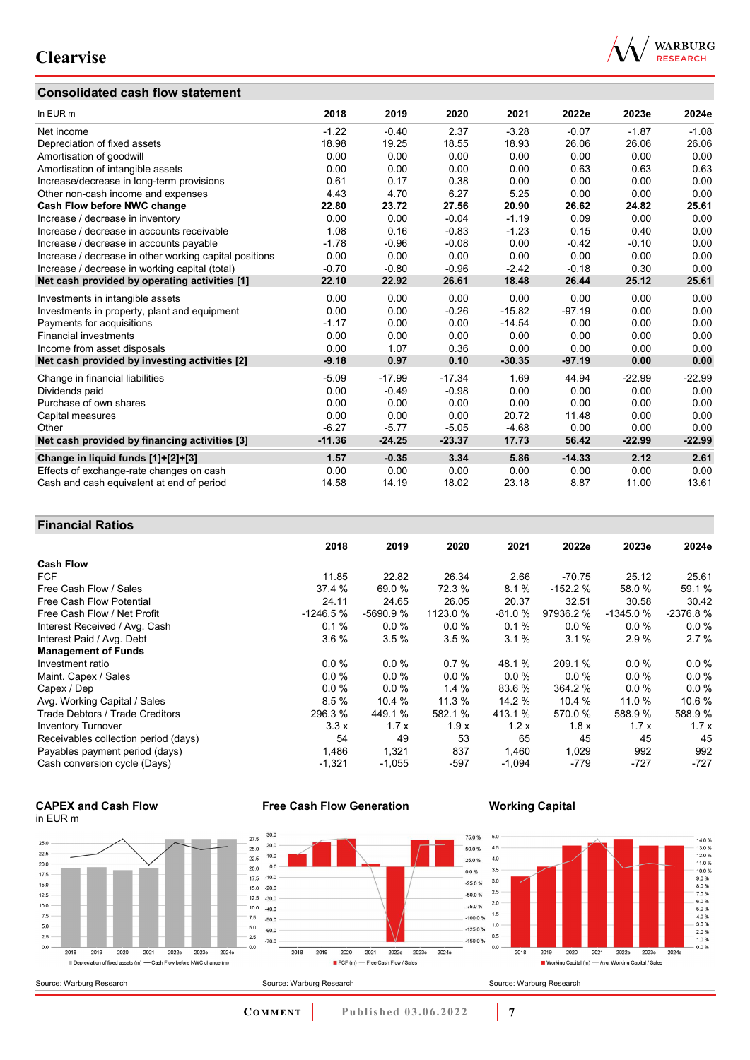## Consolidated cash flow statement

| In EUR m | 2018 | 2019 | 2020 | 2021 | 2022e | 2023e | 2024e |
|---|---|---|---|---|---|---|---|
| Net income | -1.22 | -0.40 | 2.37 | -3.28 | -0.07 | -1.87 | -1.08 |
| Depreciation of fixed assets | 18.98 | 19.25 | 18.55 | 18.93 | 26.06 | 26.06 | 26.06 |
| Amortisation of goodwill | 0.00 | 0.00 | 0.00 | 0.00 | 0.00 | 0.00 | 0.00 |
| Amortisation of intangible assets | 0.00 | 0.00 | 0.00 | 0.00 | 0.63 | 0.63 | 0.63 |
| Increase/decrease in long-term provisions | 0.61 | 0.17 | 0.38 | 0.00 | 0.00 | 0.00 | 0.00 |
| Other non-cash income and expenses | 4.43 | 4.70 | 6.27 | 5.25 | 0.00 | 0.00 | 0.00 |
| **Cash Flow before NWC change** | **22.80** | **23.72** | **27.56** | **20.90** | **26.62** | **24.82** | **25.61** |
| Increase / decrease in inventory | 0.00 | 0.00 | -0.04 | -1.19 | 0.09 | 0.00 | 0.00 |
| Increase / decrease in accounts receivable | 1.08 | 0.16 | -0.83 | -1.23 | 0.15 | 0.40 | 0.00 |
| Increase / decrease in accounts payable | -1.78 | -0.96 | -0.08 | 0.00 | -0.42 | -0.10 | 0.00 |
| Increase / decrease in other working capital positions | 0.00 | 0.00 | 0.00 | 0.00 | 0.00 | 0.00 | 0.00 |
| Increase / decrease in working capital (total) | -0.70 | -0.80 | -0.96 | -2.42 | -0.18 | 0.30 | 0.00 |
| **Net cash provided by operating activities [1]** | **22.10** | **22.92** | **26.61** | **18.48** | **26.44** | **25.12** | **25.61** |
| Investments in intangible assets | 0.00 | 0.00 | 0.00 | 0.00 | 0.00 | 0.00 | 0.00 |
| Investments in property, plant and equipment | 0.00 | 0.00 | -0.26 | -15.82 | -97.19 | 0.00 | 0.00 |
| Payments for acquisitions | -1.17 | 0.00 | 0.00 | -14.54 | 0.00 | 0.00 | 0.00 |
| Financial investments | 0.00 | 0.00 | 0.00 | 0.00 | 0.00 | 0.00 | 0.00 |
| Income from asset disposals | 0.00 | 1.07 | 0.36 | 0.00 | 0.00 | 0.00 | 0.00 |
| **Net cash provided by investing activities [2]** | **-9.18** | **0.97** | **0.10** | **-30.35** | **-97.19** | **0.00** | **0.00** |
| Change in financial liabilities | -5.09 | -17.99 | -17.34 | 1.69 | 44.94 | -22.99 | -22.99 |
| Dividends paid | 0.00 | -0.49 | -0.98 | 0.00 | 0.00 | 0.00 | 0.00 |
| Purchase of own shares | 0.00 | 0.00 | 0.00 | 0.00 | 0.00 | 0.00 | 0.00 |
| Capital measures | 0.00 | 0.00 | 0.00 | 20.72 | 11.48 | 0.00 | 0.00 |
| Other | -6.27 | -5.77 | -5.05 | -4.68 | 0.00 | 0.00 | 0.00 |
| **Net cash provided by financing activities [3]** | **-11.36** | **-24.25** | **-23.37** | **17.73** | **56.42** | **-22.99** | **-22.99** |
| **Change in liquid funds [1]+[2]+[3]** | **1.57** | **-0.35** | **3.34** | **5.86** | **-14.33** | **2.12** | **2.61** |
| Effects of exchange-rate changes on cash | 0.00 | 0.00 | 0.00 | 0.00 | 0.00 | 0.00 | 0.00 |
| Cash and cash equivalent at end of period | 14.58 | 14.19 | 18.02 | 23.18 | 8.87 | 11.00 | 13.61 |

## Financial Ratios

| | 2018 | 2019 | 2020 | 2021 | 2022e | 2023e | 2024e |
|---|---|---|---|---|---|---|---|
| **Cash Flow** | | | | | | | |
| FCF | 11.85 | 22.82 | 26.34 | 2.66 | -70.75 | 25.12 | 25.61 |
| Free Cash Flow / Sales | 37.4 % | 69.0 % | 72.3 % | 8.1 % | -152.2 % | 58.0 % | 59.1 % |
| Free Cash Flow Potential | 24.11 | 24.65 | 26.05 | 20.37 | 32.51 | 30.58 | 30.42 |
| Free Cash Flow / Net Profit | -1246.5 % | -5690.9 % | 1123.0 % | -81.0 % | 97936.2 % | -1345.0 % | -2376.8 % |
| Interest Received / Avg. Cash | 0.1 % | 0.0 % | 0.0 % | 0.1 % | 0.0 % | 0.0 % | 0.0 % |
| Interest Paid / Avg. Debt | 3.6 % | 3.5 % | 3.5 % | 3.1 % | 3.1 % | 2.9 % | 2.7 % |
| **Management of Funds** | | | | | | | |
| Investment ratio | 0.0 % | 0.0 % | 0.7 % | 48.1 % | 209.1 % | 0.0 % | 0.0 % |
| Maint. Capex / Sales | 0.0 % | 0.0 % | 0.0 % | 0.0 % | 0.0 % | 0.0 % | 0.0 % |
| Capex / Dep | 0.0 % | 0.0 % | 1.4 % | 83.6 % | 364.2 % | 0.0 % | 0.0 % |
| Avg. Working Capital / Sales | 8.5 % | 10.4 % | 11.3 % | 14.2 % | 10.4 % | 11.0 % | 10.6 % |
| Trade Debtors / Trade Creditors | 296.3 % | 449.1 % | 582.1 % | 413.1 % | 570.0 % | 588.9 % | 588.9 % |
| Inventory Turnover | 3.3 x | 1.7 x | 1.9 x | 1.2 x | 1.8 x | 1.7 x | 1.7 x |
| Receivables collection period (days) | 54 | 49 | 53 | 65 | 45 | 45 | 45 |
| Payables payment period (days) | 1,486 | 1,321 | 837 | 1,460 | 1,029 | 992 | 992 |
| Cash conversion cycle (Days) | -1,321 | -1,055 | -597 | -1,094 | -779 | -727 | -727 |

### CAPEX and Cash Flow
in EUR m

Source: Warburg Research

### Free Cash Flow Generation

Source: Warburg Research

### Working Capital

Source: Warburg Research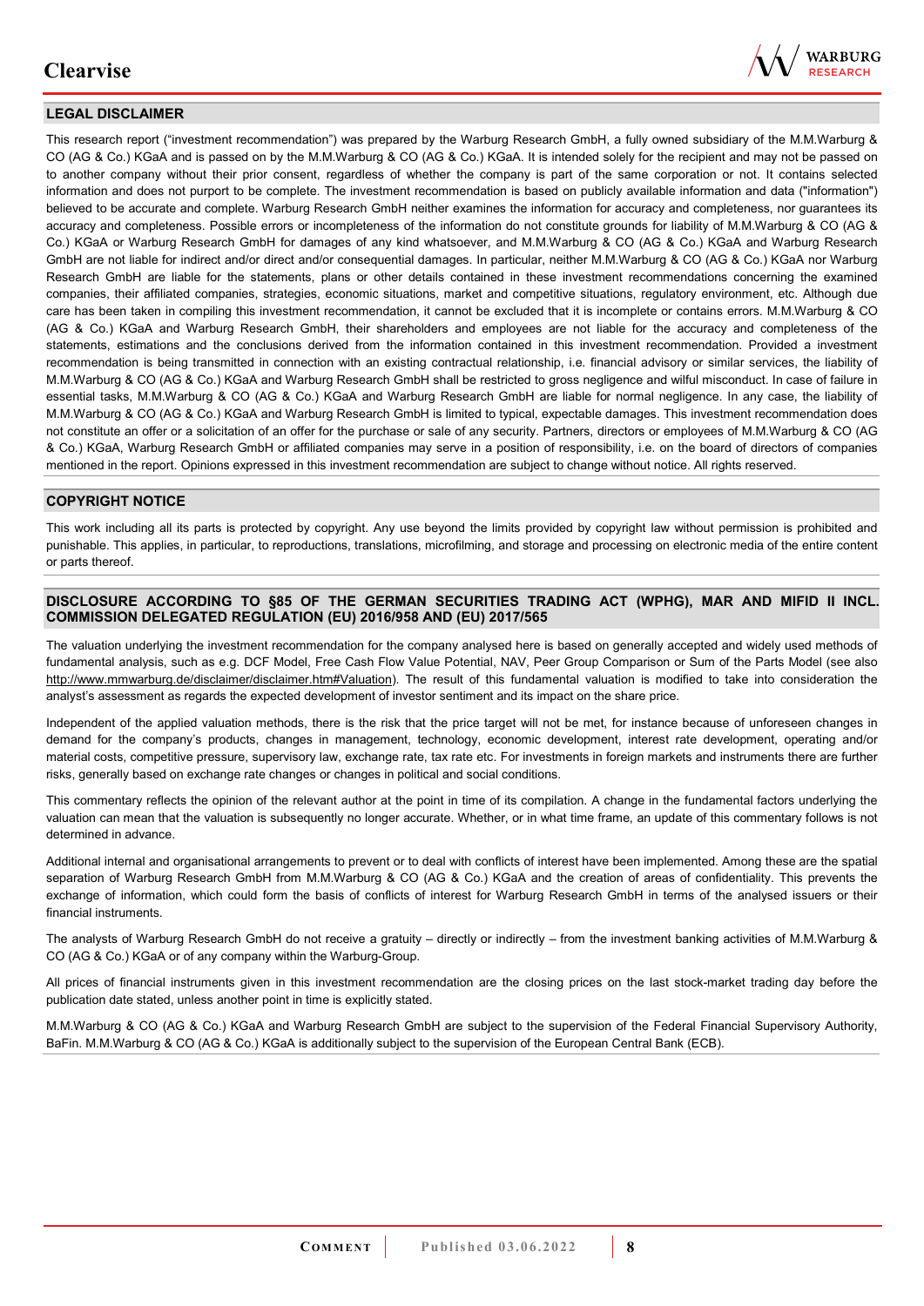## LEGAL DISCLAIMER

This research report ("investment recommendation") was prepared by the Warburg Research GmbH, a fully owned subsidiary of the M.M.Warburg & CO (AG & Co.) KGaA and is passed on by the M.M.Warburg & CO (AG & Co.) KGaA. It is intended solely for the recipient and may not be passed on to another company without their prior consent, regardless of whether the company is part of the same corporation or not. It contains selected information and does not purport to be complete. The investment recommendation is based on publicly available information and data ("information") believed to be accurate and complete. Warburg Research GmbH neither examines the information for accuracy and completeness, nor guarantees its accuracy and completeness. Possible errors or incompleteness of the information do not constitute grounds for liability of M.M.Warburg & CO (AG & Co.) KGaA or Warburg Research GmbH for damages of any kind whatsoever, and M.M.Warburg & CO (AG & Co.) KGaA and Warburg Research GmbH are not liable for indirect and/or direct and/or consequential damages. In particular, neither M.M.Warburg & CO (AG & Co.) KGaA nor Warburg Research GmbH are liable for the statements, plans or other details contained in these investment recommendations concerning the examined companies, their affiliated companies, strategies, economic situations, market and competitive situations, regulatory environment, etc. Although due care has been taken in compiling this investment recommendation, it cannot be excluded that it is incomplete or contains errors. M.M.Warburg & CO (AG & Co.) KGaA and Warburg Research GmbH, their shareholders and employees are not liable for the accuracy and completeness of the statements, estimations and the conclusions derived from the information contained in this investment recommendation. Provided a investment recommendation is being transmitted in connection with an existing contractual relationship, i.e. financial advisory or similar services, the liability of M.M.Warburg & CO (AG & Co.) KGaA and Warburg Research GmbH shall be restricted to gross negligence and wilful misconduct. In case of failure in essential tasks, M.M.Warburg & CO (AG & Co.) KGaA and Warburg Research GmbH are liable for normal negligence. In any case, the liability of M.M.Warburg & CO (AG & Co.) KGaA and Warburg Research GmbH is limited to typical, expectable damages. This investment recommendation does not constitute an offer or a solicitation of an offer for the purchase or sale of any security. Partners, directors or employees of M.M.Warburg & CO (AG & Co.) KGaA, Warburg Research GmbH or affiliated companies may serve in a position of responsibility, i.e. on the board of directors of companies mentioned in the report. Opinions expressed in this investment recommendation are subject to change without notice. All rights reserved.

## COPYRIGHT NOTICE

This work including all its parts is protected by copyright. Any use beyond the limits provided by copyright law without permission is prohibited and punishable. This applies, in particular, to reproductions, translations, microfilming, and storage and processing on electronic media of the entire content or parts thereof.

## DISCLOSURE ACCORDING TO §85 OF THE GERMAN SECURITIES TRADING ACT (WPHG), MAR AND MIFID II INCL. COMMISSION DELEGATED REGULATION (EU) 2016/958 AND (EU) 2017/565

The valuation underlying the investment recommendation for the company analysed here is based on generally accepted and widely used methods of fundamental analysis, such as e.g. DCF Model, Free Cash Flow Value Potential, NAV, Peer Group Comparison or Sum of the Parts Model (see also http://www.mmwarburg.de/disclaimer/disclaimer.htm#Valuation). The result of this fundamental valuation is modified to take into consideration the analyst's assessment as regards the expected development of investor sentiment and its impact on the share price.

Independent of the applied valuation methods, there is the risk that the price target will not be met, for instance because of unforeseen changes in demand for the company's products, changes in management, technology, economic development, interest rate development, operating and/or material costs, competitive pressure, supervisory law, exchange rate, tax rate etc. For investments in foreign markets and instruments there are further risks, generally based on exchange rate changes or changes in political and social conditions.

This commentary reflects the opinion of the relevant author at the point in time of its compilation. A change in the fundamental factors underlying the valuation can mean that the valuation is subsequently no longer accurate. Whether, or in what time frame, an update of this commentary follows is not determined in advance.

Additional internal and organisational arrangements to prevent or to deal with conflicts of interest have been implemented. Among these are the spatial separation of Warburg Research GmbH from M.M.Warburg & CO (AG & Co.) KGaA and the creation of areas of confidentiality. This prevents the exchange of information, which could form the basis of conflicts of interest for Warburg Research GmbH in terms of the analysed issuers or their financial instruments.

The analysts of Warburg Research GmbH do not receive a gratuity – directly or indirectly – from the investment banking activities of M.M.Warburg & CO (AG & Co.) KGaA or of any company within the Warburg-Group.

All prices of financial instruments given in this investment recommendation are the closing prices on the last stock-market trading day before the publication date stated, unless another point in time is explicitly stated.

M.M.Warburg & CO (AG & Co.) KGaA and Warburg Research GmbH are subject to the supervision of the Federal Financial Supervisory Authority, BaFin. M.M.Warburg & CO (AG & Co.) KGaA is additionally subject to the supervision of the European Central Bank (ECB).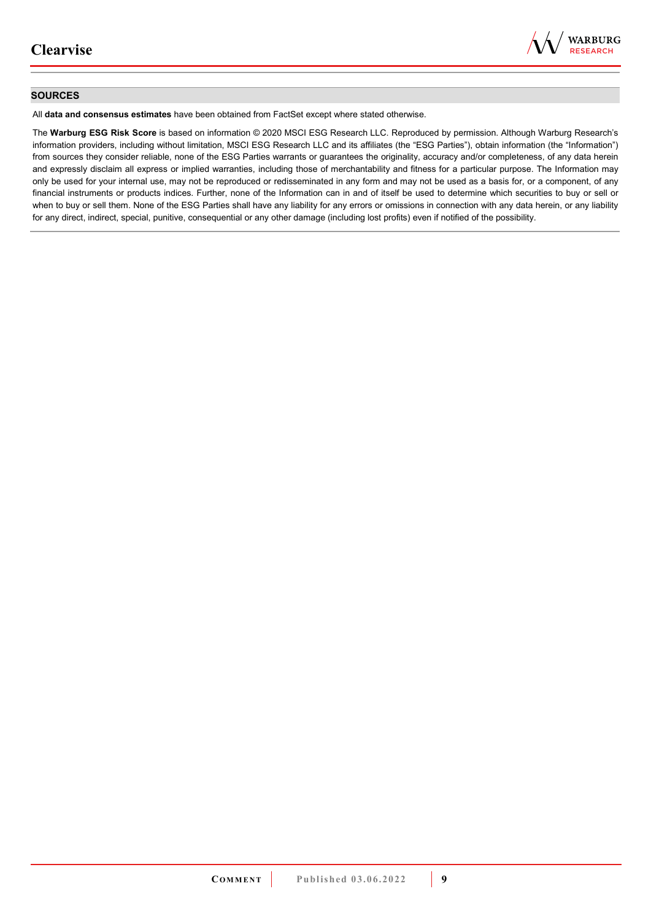## SOURCES

All **data and consensus estimates** have been obtained from FactSet except where stated otherwise.

The **Warburg ESG Risk Score** is based on information © 2020 MSCI ESG Research LLC. Reproduced by permission. Although Warburg Research's information providers, including without limitation, MSCI ESG Research LLC and its affiliates (the "ESG Parties"), obtain information (the "Information") from sources they consider reliable, none of the ESG Parties warrants or guarantees the originality, accuracy and/or completeness, of any data herein and expressly disclaim all express or implied warranties, including those of merchantability and fitness for a particular purpose. The Information may only be used for your internal use, may not be reproduced or redisseminated in any form and may not be used as a basis for, or a component, of any financial instruments or products indices. Further, none of the Information can in and of itself be used to determine which securities to buy or sell or when to buy or sell them. None of the ESG Parties shall have any liability for any errors or omissions in connection with any data herein, or any liability for any direct, indirect, special, punitive, consequential or any other damage (including lost profits) even if notified of the possibility.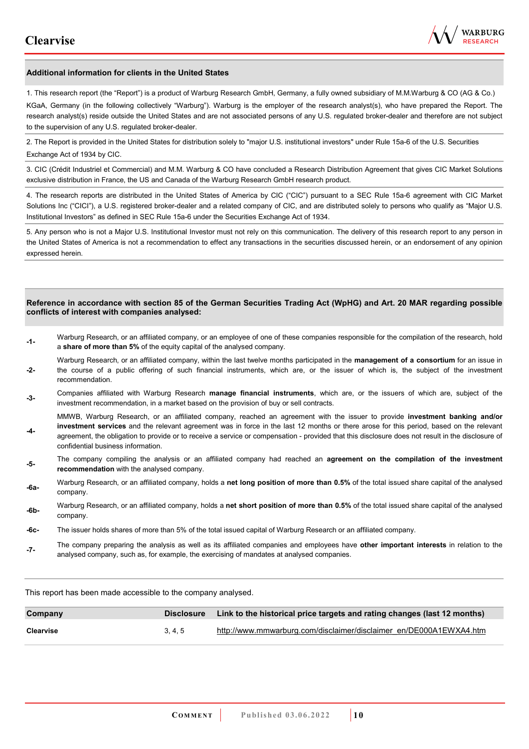### Additional information for clients in the United States

1. This research report (the "Report") is a product of Warburg Research GmbH, Germany, a fully owned subsidiary of M.M.Warburg & CO (AG & Co.) KGaA, Germany (in the following collectively "Warburg"). Warburg is the employer of the research analyst(s), who have prepared the Report. The research analyst(s) reside outside the United States and are not associated persons of any U.S. regulated broker-dealer and therefore are not subject to the supervision of any U.S. regulated broker-dealer.

2. The Report is provided in the United States for distribution solely to "major U.S. institutional investors" under Rule 15a-6 of the U.S. Securities Exchange Act of 1934 by CIC.

3. CIC (Crédit Industriel et Commercial) and M.M. Warburg & CO have concluded a Research Distribution Agreement that gives CIC Market Solutions exclusive distribution in France, the US and Canada of the Warburg Research GmbH research product.

4. The research reports are distributed in the United States of America by CIC ("CIC") pursuant to a SEC Rule 15a-6 agreement with CIC Market Solutions Inc ("CICI"), a U.S. registered broker-dealer and a related company of CIC, and are distributed solely to persons who qualify as "Major U.S. Institutional Investors" as defined in SEC Rule 15a-6 under the Securities Exchange Act of 1934.

5. Any person who is not a Major U.S. Institutional Investor must not rely on this communication. The delivery of this research report to any person in the United States of America is not a recommendation to effect any transactions in the securities discussed herein, or an endorsement of any opinion expressed herein.

### Reference in accordance with section 85 of the German Securities Trading Act (WpHG) and Art. 20 MAR regarding possible conflicts of interest with companies analysed:

| | |
|---|---|
| -1- | Warburg Research, or an affiliated company, or an employee of one of these companies responsible for the compilation of the research, hold a **share of more than 5%** of the equity capital of the analysed company. |
| -2- | Warburg Research, or an affiliated company, within the last twelve months participated in the **management of a consortium** for an issue in the course of a public offering of such financial instruments, which are, or the issuer of which is, the subject of the investment recommendation. |
| -3- | Companies affiliated with Warburg Research **manage financial instruments**, which are, or the issuers of which are, subject of the investment recommendation, in a market based on the provision of buy or sell contracts. |
| -4- | MMWB, Warburg Research, or an affiliated company, reached an agreement with the issuer to provide **investment banking and/or investment services** and the relevant agreement was in force in the last 12 months or there arose for this period, based on the relevant agreement, the obligation to provide or to receive a service or compensation - provided that this disclosure does not result in the disclosure of confidential business information. |
| -5- | The company compiling the analysis or an affiliated company had reached an **agreement on the compilation of the investment recommendation** with the analysed company. |
| -6a- | Warburg Research, or an affiliated company, holds a **net long position of more than 0.5%** of the total issued share capital of the analysed company. |
| -6b- | Warburg Research, or an affiliated company, holds a **net short position of more than 0.5%** of the total issued share capital of the analysed company. |
| -6c- | The issuer holds shares of more than 5% of the total issued capital of Warburg Research or an affiliated company. |
| -7- | The company preparing the analysis as well as its affiliated companies and employees have **other important interests** in relation to the analysed company, such as, for example, the exercising of mandates at analysed companies. |

This report has been made accessible to the company analysed.

| Company | Disclosure | Link to the historical price targets and rating changes (last 12 months) |
|---|---|---|
| **Clearvise** | 3, 4, 5 | http://www.mmwarburg.com/disclaimer/disclaimer_en/DE000A1EWXA4.htm |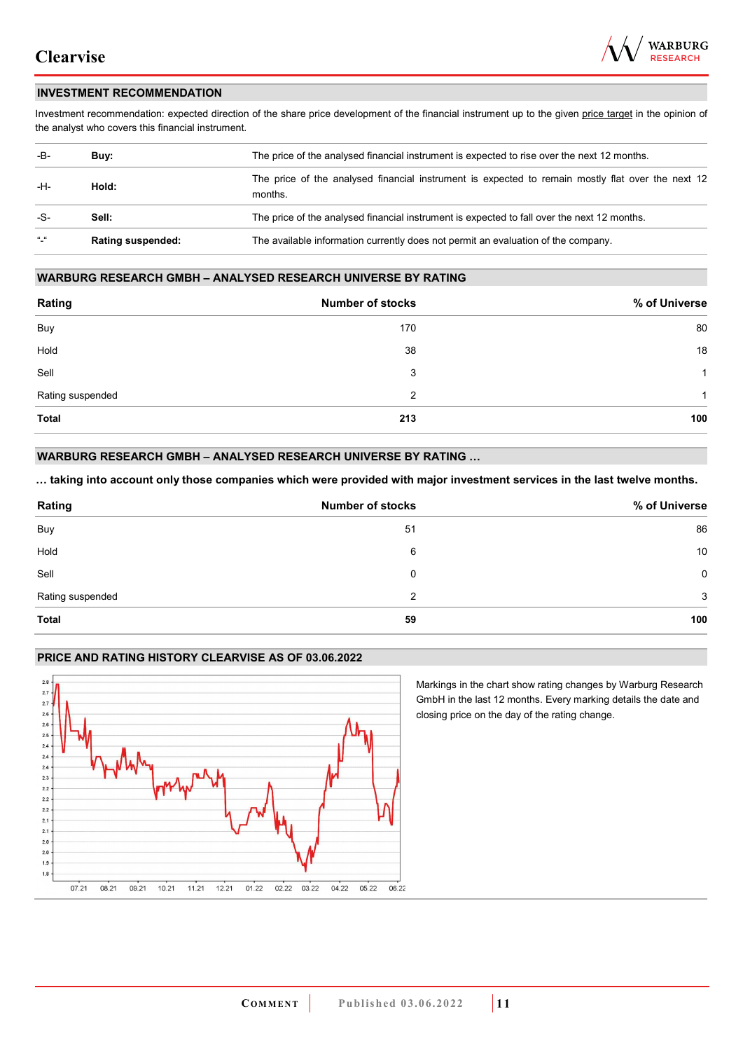## INVESTMENT RECOMMENDATION

Investment recommendation: expected direction of the share price development of the financial instrument up to the given price target in the opinion of the analyst who covers this financial instrument.

| | | |
|---|---|---|
| -B- | **Buy:** | The price of the analysed financial instrument is expected to rise over the next 12 months. |
| -H- | **Hold:** | The price of the analysed financial instrument is expected to remain mostly flat over the next 12 months. |
| -S- | **Sell:** | The price of the analysed financial instrument is expected to fall over the next 12 months. |
| "-" | **Rating suspended:** | The available information currently does not permit an evaluation of the company. |

## WARBURG RESEARCH GMBH – ANALYSED RESEARCH UNIVERSE BY RATING

| Rating | Number of stocks | % of Universe |
|---|---|---|
| Buy | 170 | 80 |
| Hold | 38 | 18 |
| Sell | 3 | 1 |
| Rating suspended | 2 | 1 |
| **Total** | **213** | **100** |

## WARBURG RESEARCH GMBH – ANALYSED RESEARCH UNIVERSE BY RATING …

**… taking into account only those companies which were provided with major investment services in the last twelve months.**

| Rating | Number of stocks | % of Universe |
|---|---|---|
| Buy | 51 | 86 |
| Hold | 6 | 10 |
| Sell | 0 | 0 |
| Rating suspended | 2 | 3 |
| **Total** | **59** | **100** |

## PRICE AND RATING HISTORY CLEARVISE AS OF 03.06.2022

Markings in the chart show rating changes by Warburg Research GmbH in the last 12 months. Every marking details the date and closing price on the day of the rating change.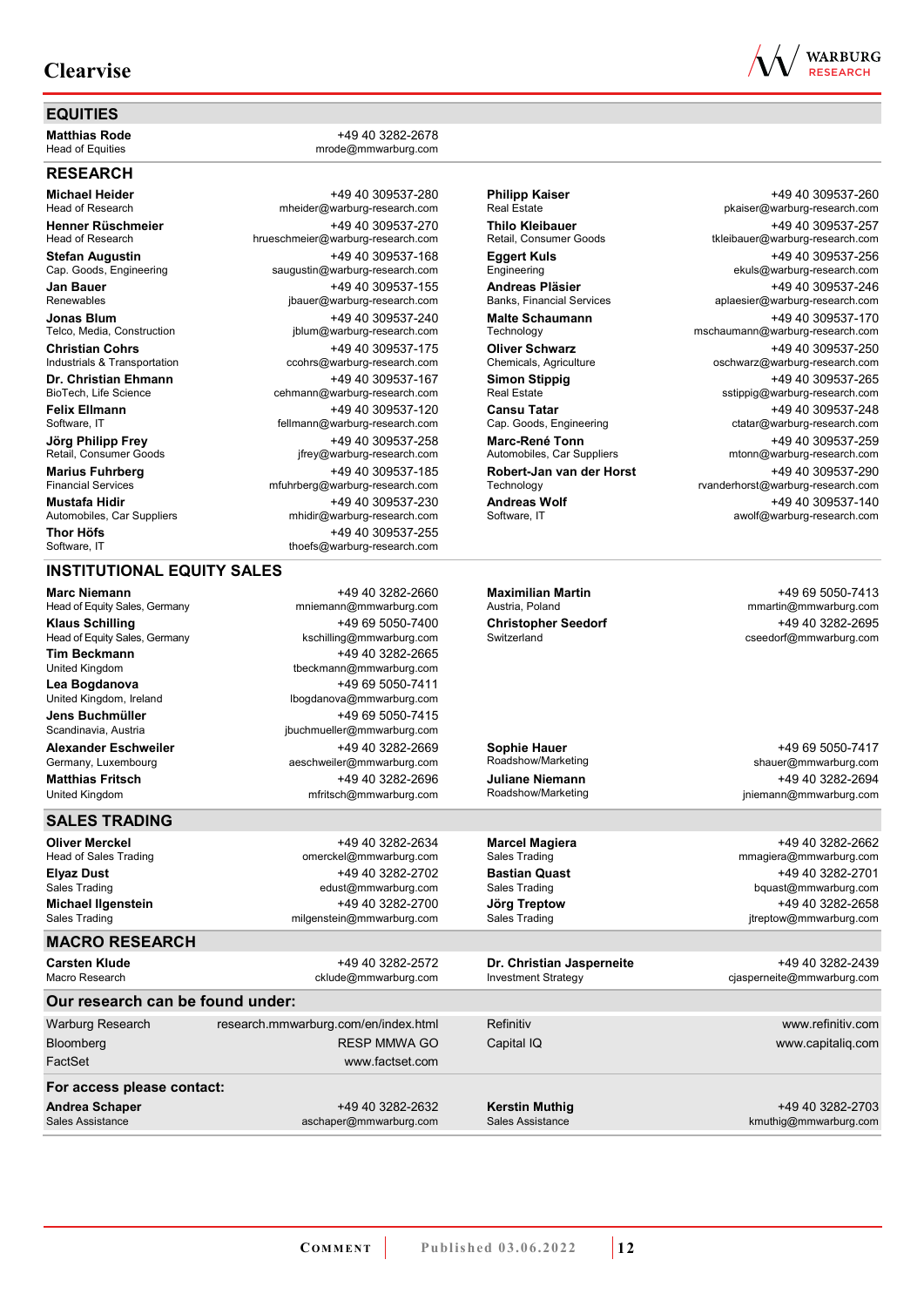## EQUITIES

**Matthias Rode** +49 40 3282-2678
Head of Equities mrode@mmwarburg.com

## RESEARCH

**Michael Heider** +49 40 309537-280
Head of Research mheider@warburg-research.com

**Henner Rüschmeier** +49 40 309537-270
Head of Research hrueschmeier@warburg-research.com

**Stefan Augustin** +49 40 309537-168
Cap. Goods, Engineering saugustin@warburg-research.com

**Jan Bauer** +49 40 309537-155
Renewables jbauer@warburg-research.com

**Jonas Blum** +49 40 309537-240
Telco, Media, Construction jblum@warburg-research.com

**Christian Cohrs** +49 40 309537-175
Industrials & Transportation ccohrs@warburg-research.com

**Dr. Christian Ehmann** +49 40 309537-167
BioTech, Life Science cehmann@warburg-research.com

**Felix Ellmann** +49 40 309537-120
Software, IT fellmann@warburg-research.com

**Jörg Philipp Frey** +49 40 309537-258
Retail, Consumer Goods jfrey@warburg-research.com

**Marius Fuhrberg** +49 40 309537-185
Financial Services mfuhrberg@warburg-research.com

**Mustafa Hidir** +49 40 309537-230
Automobiles, Car Suppliers mhidir@warburg-research.com

**Thor Höfs** +49 40 309537-255
Software, IT thoefs@warburg-research.com

**Philipp Kaiser** +49 40 309537-260
Real Estate pkaiser@warburg-research.com

**Thilo Kleibauer** +49 40 309537-257
Retail, Consumer Goods tkleibauer@warburg-research.com

**Eggert Kuls** +49 40 309537-256
Engineering ekuls@warburg-research.com

**Andreas Pläsier** +49 40 309537-246
Banks, Financial Services aplaesier@warburg-research.com

**Malte Schaumann** +49 40 309537-170
Technology mschaumann@warburg-research.com

**Oliver Schwarz** +49 40 309537-250
Chemicals, Agriculture oschwarz@warburg-research.com

**Simon Stippig** +49 40 309537-265
Real Estate sstippig@warburg-research.com

**Cansu Tatar** +49 40 309537-248
Cap. Goods, Engineering ctatar@warburg-research.com

**Marc-René Tonn** +49 40 309537-259
Automobiles, Car Suppliers mtonn@warburg-research.com

**Robert-Jan van der Horst** +49 40 309537-290
Technology rvanderhorst@warburg-research.com

**Andreas Wolf** +49 40 309537-140
Software, IT awolf@warburg-research.com

## INSTITUTIONAL EQUITY SALES

**Marc Niemann** +49 40 3282-2660
Head of Equity Sales, Germany mniemann@mmwarburg.com

**Klaus Schilling** +49 69 5050-7400
Head of Equity Sales, Germany kschilling@mmwarburg.com

**Tim Beckmann** +49 40 3282-2665
United Kingdom tbeckmann@mmwarburg.com

**Lea Bogdanova** +49 69 5050-7411
United Kingdom, Ireland lbogdanova@mmwarburg.com

**Jens Buchmüller** +49 69 5050-7415
Scandinavia, Austria jbuchmueller@mmwarburg.com

**Alexander Eschweiler** +49 40 3282-2669
Germany, Luxembourg aeschweiler@mmwarburg.com

**Matthias Fritsch** +49 40 3282-2696
United Kingdom mfritsch@mmwarburg.com

**Maximilian Martin** +49 69 5050-7413
Austria, Poland mmartin@mmwarburg.com

**Christopher Seedorf** +49 40 3282-2695
Switzerland cseedorf@mmwarburg.com

**Sophie Hauer** +49 69 5050-7417
Roadshow/Marketing shauer@mmwarburg.com

**Juliane Niemann** +49 40 3282-2694
Roadshow/Marketing jniemann@mmwarburg.com

## SALES TRADING

**Oliver Merckel** +49 40 3282-2634
Head of Sales Trading omerckel@mmwarburg.com

**Elyaz Dust** +49 40 3282-2702
Sales Trading edust@mmwarburg.com

**Michael Ilgenstein** +49 40 3282-2700
Sales Trading milgenstein@mmwarburg.com

**Marcel Magiera** +49 40 3282-2662
Sales Trading mmagiera@mmwarburg.com

**Bastian Quast** +49 40 3282-2701
Sales Trading bquast@mmwarburg.com

**Jörg Treptow** +49 40 3282-2658
Sales Trading jtreptow@mmwarburg.com

## MACRO RESEARCH

**Carsten Klude** +49 40 3282-2572
Macro Research cklude@mmwarburg.com

**Dr. Christian Jasperneite** +49 40 3282-2439
Investment Strategy cjasperneite@mmwarburg.com

## Our research can be found under:

| | |
|---|---|
| Warburg Research | research.mmwarburg.com/en/index.html |
| Bloomberg | RESP MMWA GO |
| FactSet | www.factset.com |
| Refinitiv | www.refinitiv.com |
| Capital IQ | www.capitaliq.com |

## For access please contact:

**Andrea Schaper** +49 40 3282-2632
Sales Assistance aschaper@mmwarburg.com

**Kerstin Muthig** +49 40 3282-2703
Sales Assistance kmuthig@mmwarburg.com